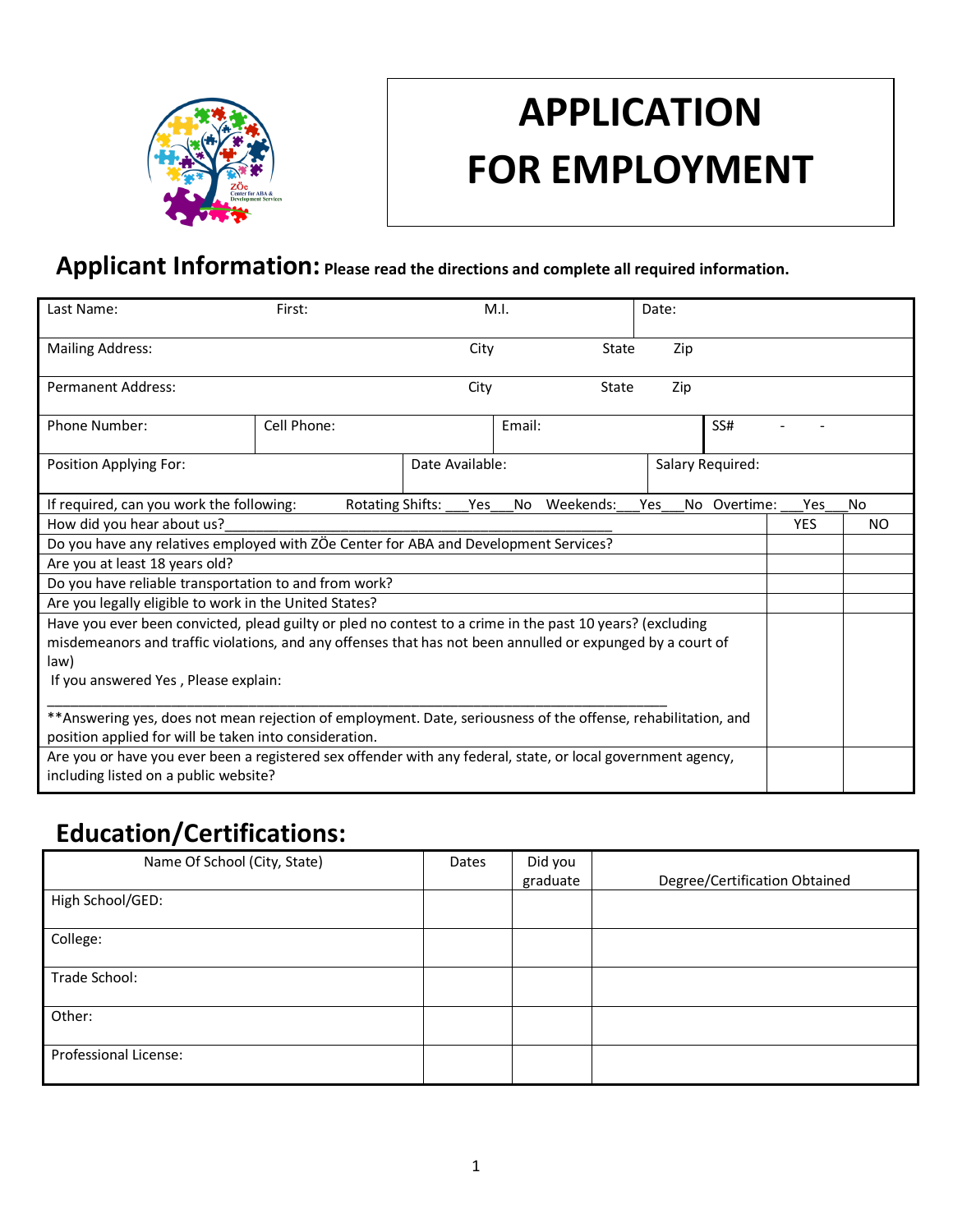# APPLICATION FOR EMPLOYMENT

## Applicant Information: Please read the directions and complete all required information.

| Last Name: | First: | M.I. | Date: |
|---|---|---|---|
| Mailing Address: | City | State | Zip |
| Permanent Address: | City | State | Zip |

| Phone Number: | Cell Phone: | Email: | SS# - - |
|---|---|---|---|

| Position Applying For: | Date Available: | Salary Required: |
|---|---|---|

If required, can you work the following: Rotating Shifts: ___Yes___No Weekends:___Yes___No Overtime: ___Yes___No

| How did you hear about us?_______________________________________________ | YES | NO |
|---|---|---|
| Do you have any relatives employed with ZÖe Center for ABA and Development Services? | | |
| Are you at least 18 years old? | | |
| Do you have reliable transportation to and from work? | | |
| Are you legally eligible to work in the United States? | | |
| Have you ever been convicted, plead guilty or pled no contest to a crime in the past 10 years? (excluding misdemeanors and traffic violations, and any offenses that has not been annulled or expunged by a court of law) If you answered Yes , Please explain: ______________________________________________________________________ **Answering yes, does not mean rejection of employment. Date, seriousness of the offense, rehabilitation, and position applied for will be taken into consideration. | | |
| Are you or have you ever been a registered sex offender with any federal, state, or local government agency, including listed on a public website? | | |

## Education/Certifications:

| Name Of School (City, State) | Dates | Did you graduate | Degree/Certification Obtained |
|---|---|---|---|
| High School/GED: | | | |
| College: | | | |
| Trade School: | | | |
| Other: | | | |
| Professional License: | | | |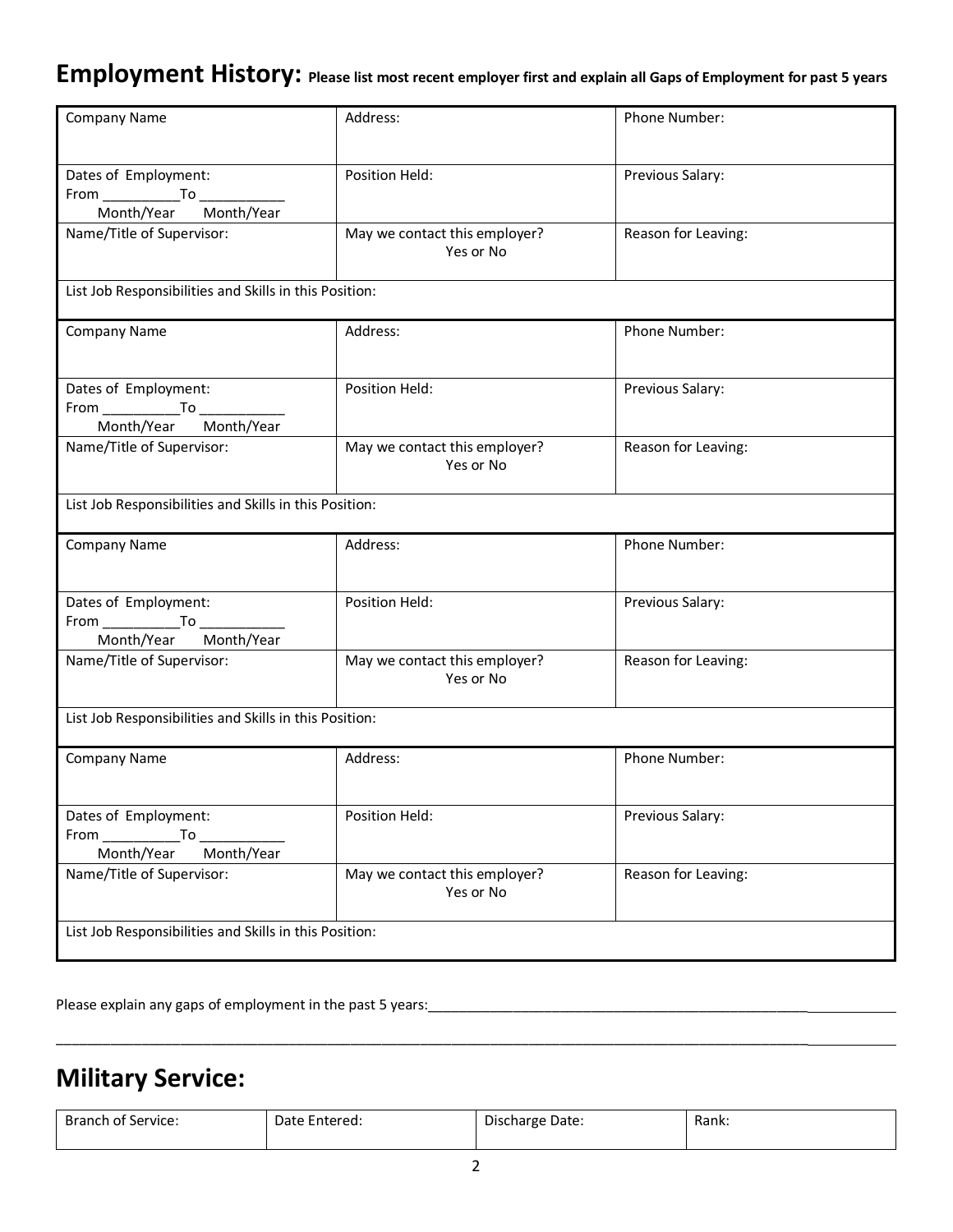# Employment History: Please list most recent employer first and explain all Gaps of Employment for past 5 years

| Company Name | Address: | Phone Number: |
|---|---|---|
| Dates of Employment: From __________To ___________ Month/Year Month/Year | Position Held: | Previous Salary: |
| Name/Title of Supervisor: | May we contact this employer? Yes or No | Reason for Leaving: |
| List Job Responsibilities and Skills in this Position: | | |
| Company Name | Address: | Phone Number: |
| Dates of Employment: From __________To ___________ Month/Year Month/Year | Position Held: | Previous Salary: |
| Name/Title of Supervisor: | May we contact this employer? Yes or No | Reason for Leaving: |
| List Job Responsibilities and Skills in this Position: | | |
| Company Name | Address: | Phone Number: |
| Dates of Employment: From __________To ___________ Month/Year Month/Year | Position Held: | Previous Salary: |
| Name/Title of Supervisor: | May we contact this employer? Yes or No | Reason for Leaving: |
| List Job Responsibilities and Skills in this Position: | | |
| Company Name | Address: | Phone Number: |
| Dates of Employment: From __________To ___________ Month/Year Month/Year | Position Held: | Previous Salary: |
| Name/Title of Supervisor: | May we contact this employer? Yes or No | Reason for Leaving: |
| List Job Responsibilities and Skills in this Position: | | |

Please explain any gaps of employment in the past 5 years:_____________________________________________________________

_____________________________________________________________________________________________________

# Military Service:

| Branch of Service: | Date Entered: | Discharge Date: | Rank: |
|---|---|---|---|
| | | | |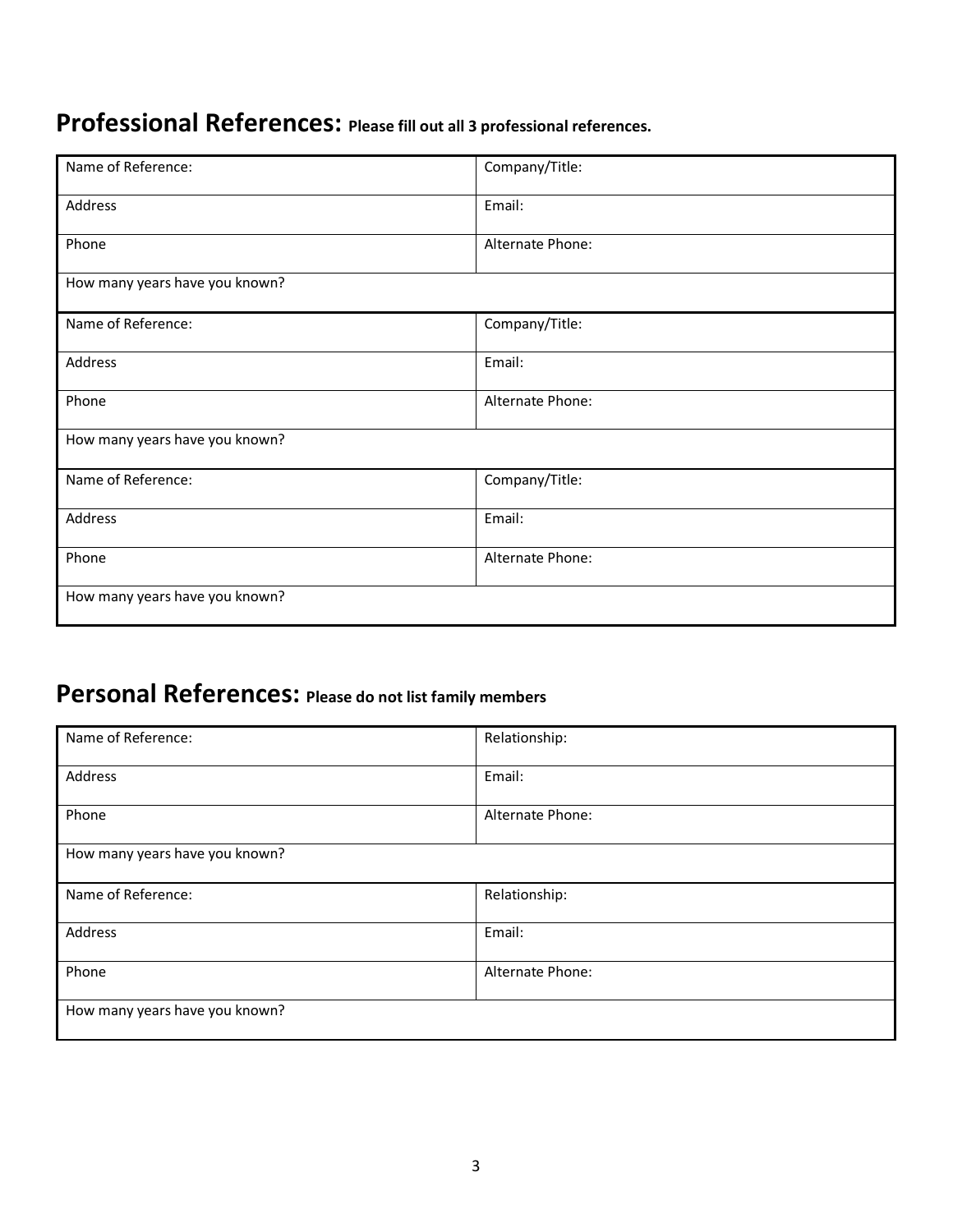## Professional References: **Please fill out all 3 professional references.**

| | |
|---|---|
| Name of Reference: | Company/Title: |
| Address | Email: |
| Phone | Alternate Phone: |
| How many years have you known? | |
| Name of Reference: | Company/Title: |
| Address | Email: |
| Phone | Alternate Phone: |
| How many years have you known? | |
| Name of Reference: | Company/Title: |
| Address | Email: |
| Phone | Alternate Phone: |
| How many years have you known? | |

## Personal References: **Please do not list family members**

| | |
|---|---|
| Name of Reference: | Relationship: |
| Address | Email: |
| Phone | Alternate Phone: |
| How many years have you known? | |
| Name of Reference: | Relationship: |
| Address | Email: |
| Phone | Alternate Phone: |
| How many years have you known? | |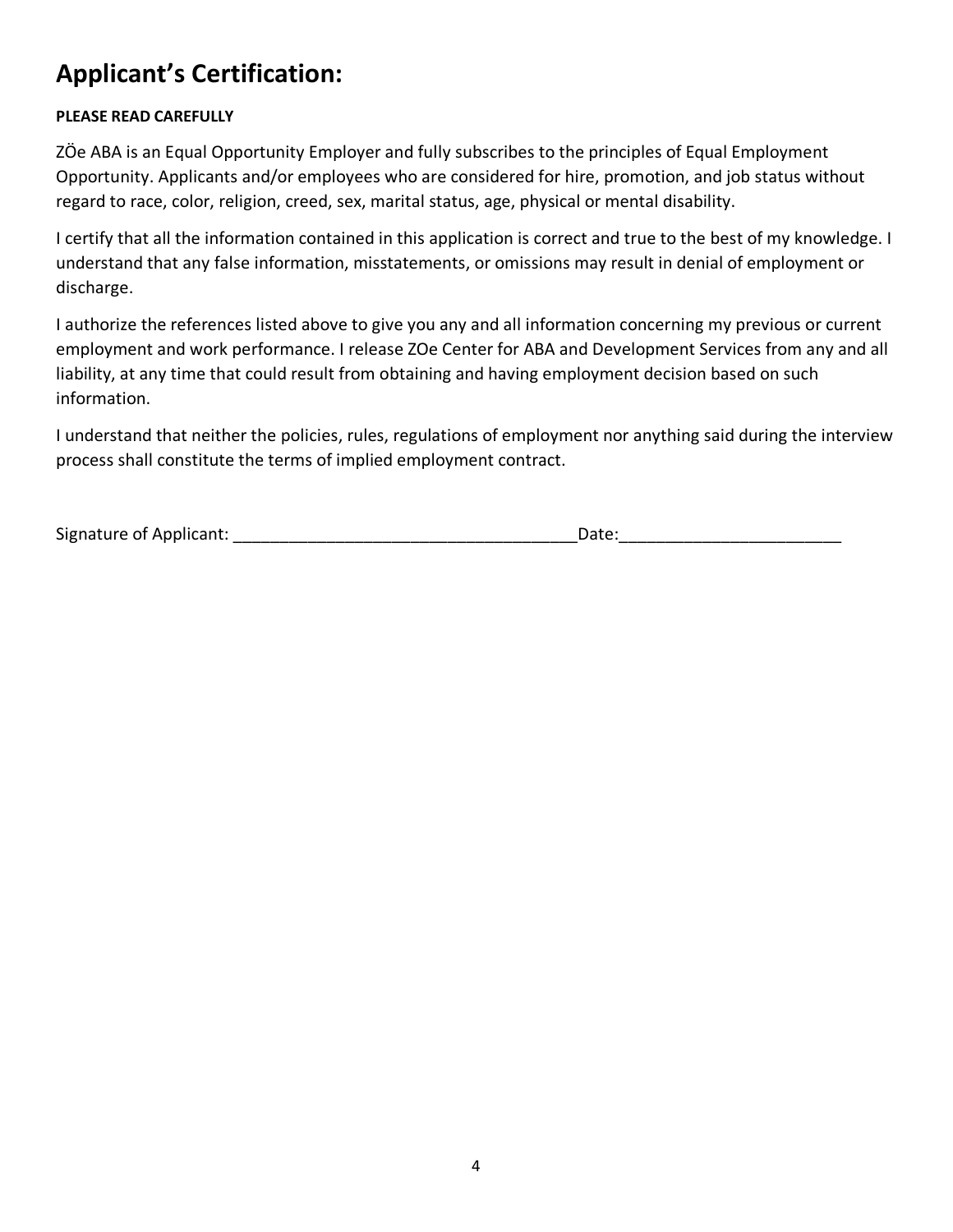# Applicant's Certification:

**PLEASE READ CAREFULLY**

ZÖe ABA is an Equal Opportunity Employer and fully subscribes to the principles of Equal Employment Opportunity. Applicants and/or employees who are considered for hire, promotion, and job status without regard to race, color, religion, creed, sex, marital status, age, physical or mental disability.

I certify that all the information contained in this application is correct and true to the best of my knowledge. I understand that any false information, misstatements, or omissions may result in denial of employment or discharge.

I authorize the references listed above to give you any and all information concerning my previous or current employment and work performance. I release ZOe Center for ABA and Development Services from any and all liability, at any time that could result from obtaining and having employment decision based on such information.

I understand that neither the policies, rules, regulations of employment nor anything said during the interview process shall constitute the terms of implied employment contract.

Signature of Applicant: ____________________________________Date:________________________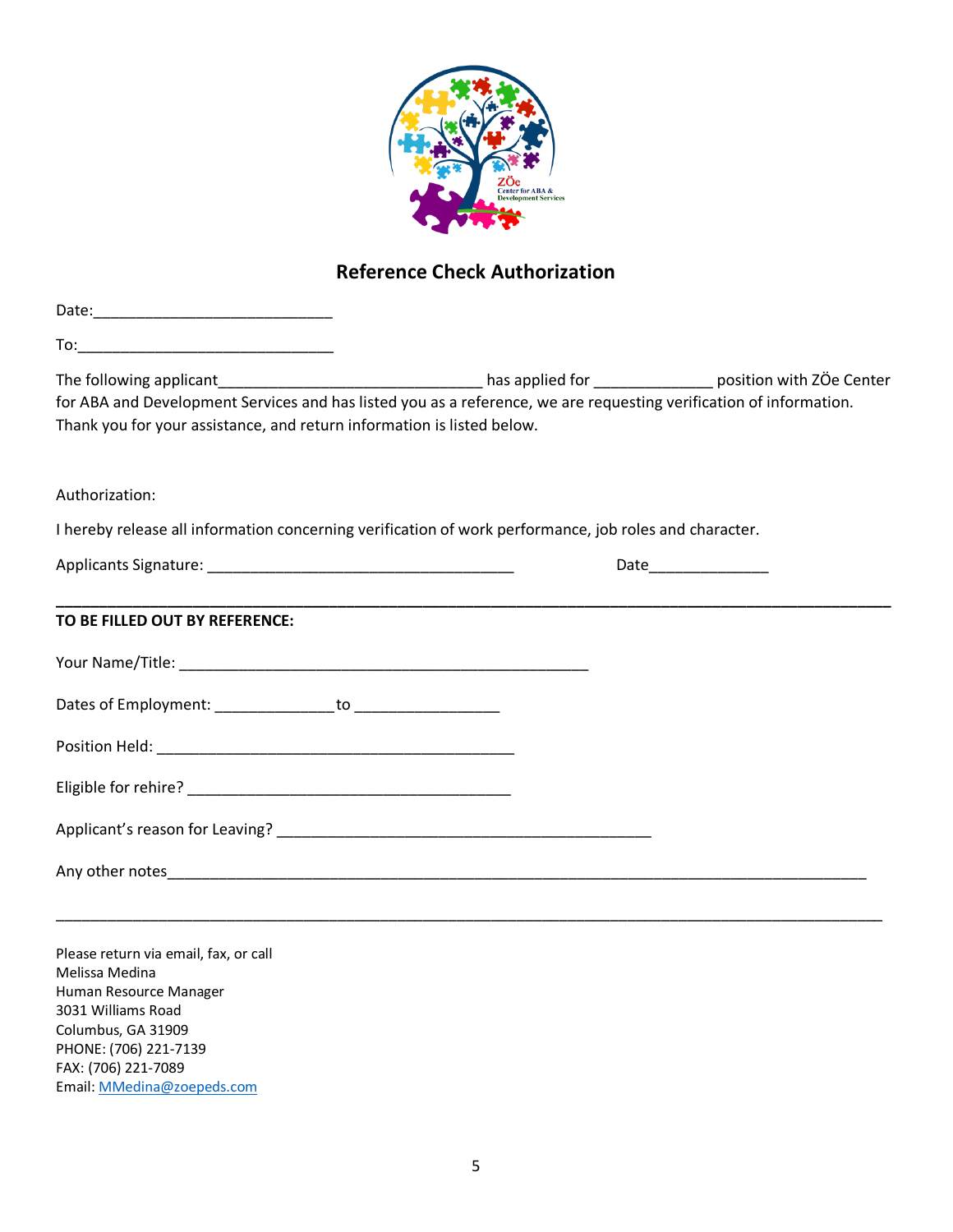## Reference Check Authorization

Date:___________________________

To:_____________________________

The following applicant______________________________ has applied for _____________ position with ZÖe Center for ABA and Development Services and has listed you as a reference, we are requesting verification of information. Thank you for your assistance, and return information is listed below.

Authorization:

I hereby release all information concerning verification of work performance, job roles and character.

Applicants Signature: ___________________________________ Date_____________

---

**TO BE FILLED OUT BY REFERENCE:**

Your Name/Title: _______________________________________________

Dates of Employment: _____________ to ________________

Position Held: _________________________________________

Eligible for rehire? _____________________________________

Applicant's reason for Leaving? ___________________________________________

Any other notes_________________________________________________________________________________

_____________________________________________________________________________________________

Please return via email, fax, or call
Melissa Medina
Human Resource Manager
3031 Williams Road
Columbus, GA 31909
PHONE: (706) 221-7139
FAX: (706) 221-7089
Email: MMedina@zoepeds.com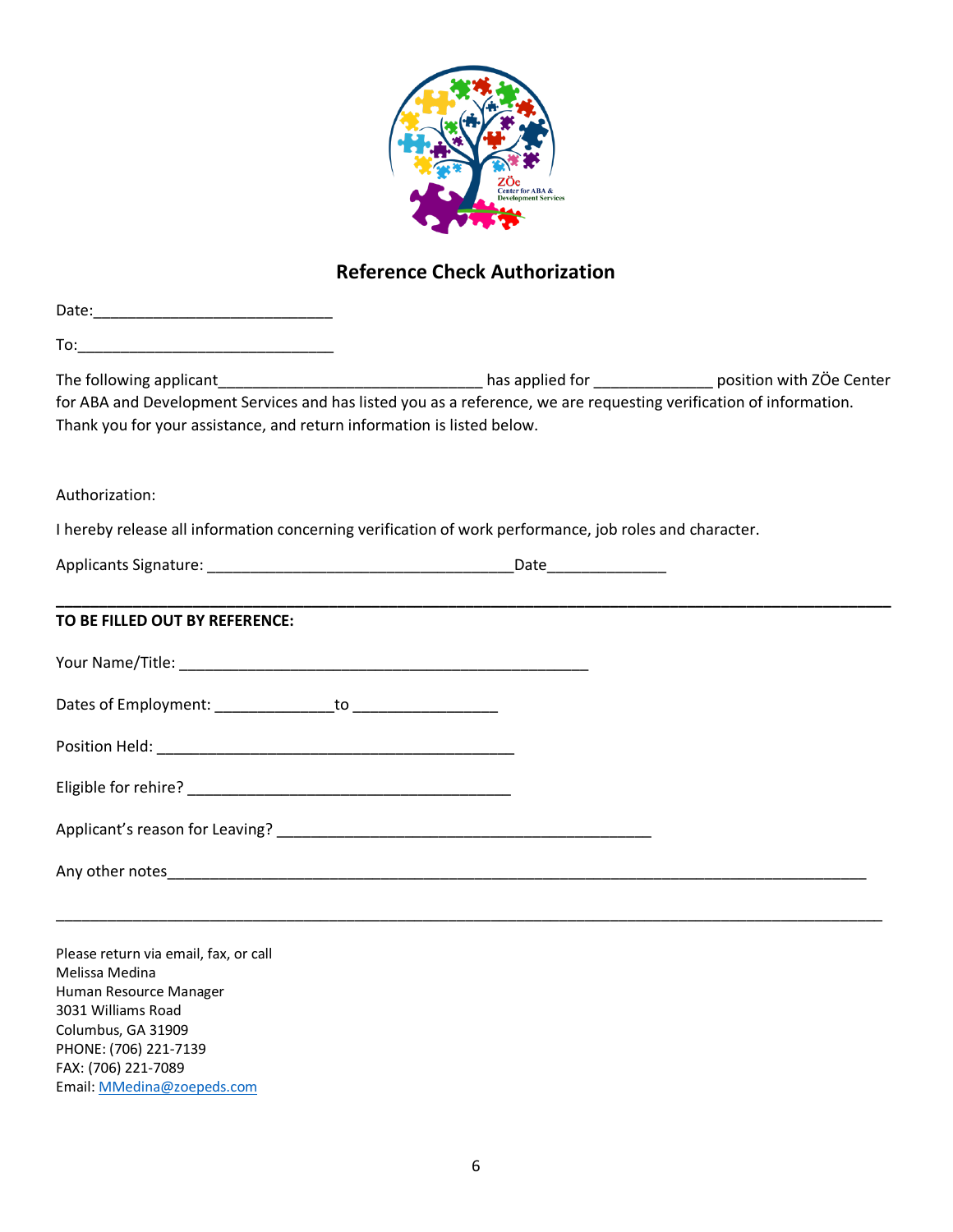## Reference Check Authorization

Date:___________________________

To:_____________________________

The following applicant______________________________ has applied for _____________ position with ZÖe Center for ABA and Development Services and has listed you as a reference, we are requesting verification of information. Thank you for your assistance, and return information is listed below.

Authorization:

I hereby release all information concerning verification of work performance, job roles and character.

Applicants Signature: ___________________________________Date_____________

---

**TO BE FILLED OUT BY REFERENCE:**

Your Name/Title: _______________________________________________

Dates of Employment: _____________to ________________

Position Held: __________________________________________

Eligible for rehire? _____________________________________

Applicant's reason for Leaving? ___________________________________________

Any other notes_________________________________________________________________________________

_____________________________________________________________________________________________

Please return via email, fax, or call
Melissa Medina
Human Resource Manager
3031 Williams Road
Columbus, GA 31909
PHONE: (706) 221-7139
FAX: (706) 221-7089
Email: MMedina@zoepeds.com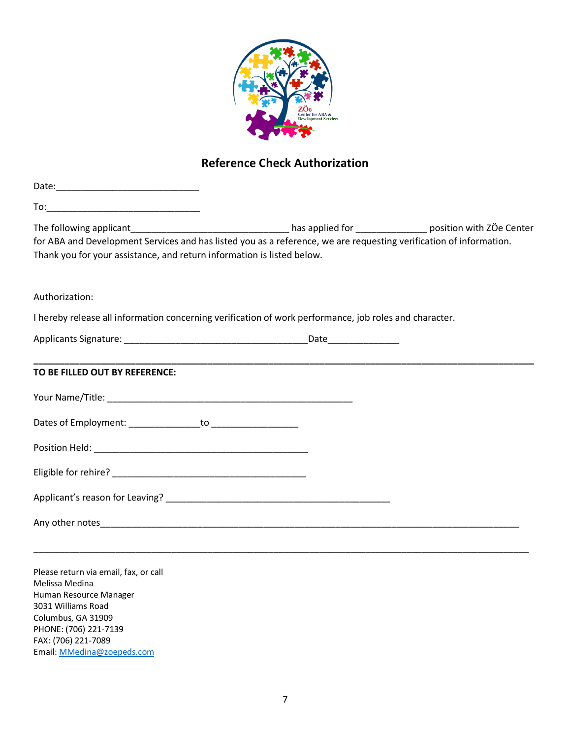## Reference Check Authorization

Date:___________________________

To:_____________________________

The following applicant______________________________ has applied for _____________ position with ZÖe Center for ABA and Development Services and has listed you as a reference, we are requesting verification of information. Thank you for your assistance, and return information is listed below.

Authorization:

I hereby release all information concerning verification of work performance, job roles and character.

Applicants Signature: ___________________________________Date_____________

---

**TO BE FILLED OUT BY REFERENCE:**

Your Name/Title: _______________________________________________

Dates of Employment: _____________to ________________

Position Held: __________________________________________

Eligible for rehire? ______________________________________

Applicant's reason for Leaving? ___________________________________________

Any other notes_______________________________________________________________________________

_______________________________________________________________________________________________

Please return via email, fax, or call
Melissa Medina
Human Resource Manager
3031 Williams Road
Columbus, GA 31909
PHONE: (706) 221-7139
FAX: (706) 221-7089
Email: MMedina@zoepeds.com